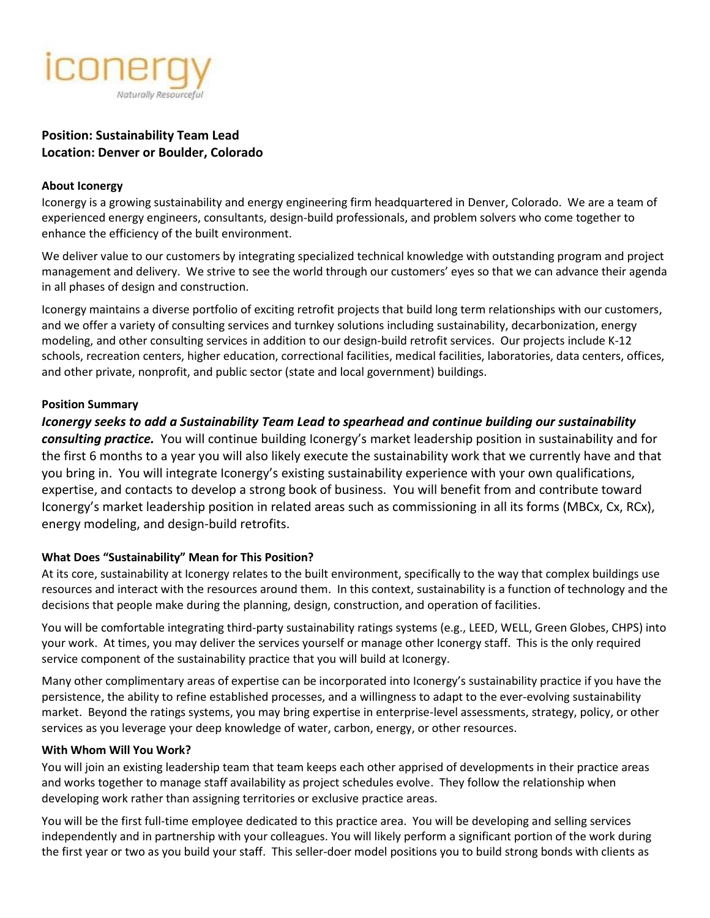iconergy

Naturally Resourceful

**Position: Sustainability Team Lead**
**Location: Denver or Boulder, Colorado**

**About Iconergy**

Iconergy is a growing sustainability and energy engineering firm headquartered in Denver, Colorado. We are a team of experienced energy engineers, consultants, design-build professionals, and problem solvers who come together to enhance the efficiency of the built environment.

We deliver value to our customers by integrating specialized technical knowledge with outstanding program and project management and delivery. We strive to see the world through our customers' eyes so that we can advance their agenda in all phases of design and construction.

Iconergy maintains a diverse portfolio of exciting retrofit projects that build long term relationships with our customers, and we offer a variety of consulting services and turnkey solutions including sustainability, decarbonization, energy modeling, and other consulting services in addition to our design-build retrofit services. Our projects include K-12 schools, recreation centers, higher education, correctional facilities, medical facilities, laboratories, data centers, offices, and other private, nonprofit, and public sector (state and local government) buildings.

**Position Summary**

***Iconergy seeks to add a Sustainability Team Lead to spearhead and continue building our sustainability consulting practice.*** You will continue building Iconergy's market leadership position in sustainability and for the first 6 months to a year you will also likely execute the sustainability work that we currently have and that you bring in. You will integrate Iconergy's existing sustainability experience with your own qualifications, expertise, and contacts to develop a strong book of business. You will benefit from and contribute toward Iconergy's market leadership position in related areas such as commissioning in all its forms (MBCx, Cx, RCx), energy modeling, and design-build retrofits.

**What Does "Sustainability" Mean for This Position?**

At its core, sustainability at Iconergy relates to the built environment, specifically to the way that complex buildings use resources and interact with the resources around them. In this context, sustainability is a function of technology and the decisions that people make during the planning, design, construction, and operation of facilities.

You will be comfortable integrating third-party sustainability ratings systems (e.g., LEED, WELL, Green Globes, CHPS) into your work. At times, you may deliver the services yourself or manage other Iconergy staff. This is the only required service component of the sustainability practice that you will build at Iconergy.

Many other complimentary areas of expertise can be incorporated into Iconergy's sustainability practice if you have the persistence, the ability to refine established processes, and a willingness to adapt to the ever-evolving sustainability market. Beyond the ratings systems, you may bring expertise in enterprise-level assessments, strategy, policy, or other services as you leverage your deep knowledge of water, carbon, energy, or other resources.

**With Whom Will You Work?**

You will join an existing leadership team that team keeps each other apprised of developments in their practice areas and works together to manage staff availability as project schedules evolve. They follow the relationship when developing work rather than assigning territories or exclusive practice areas.

You will be the first full-time employee dedicated to this practice area. You will be developing and selling services independently and in partnership with your colleagues. You will likely perform a significant portion of the work during the first year or two as you build your staff. This seller-doer model positions you to build strong bonds with clients as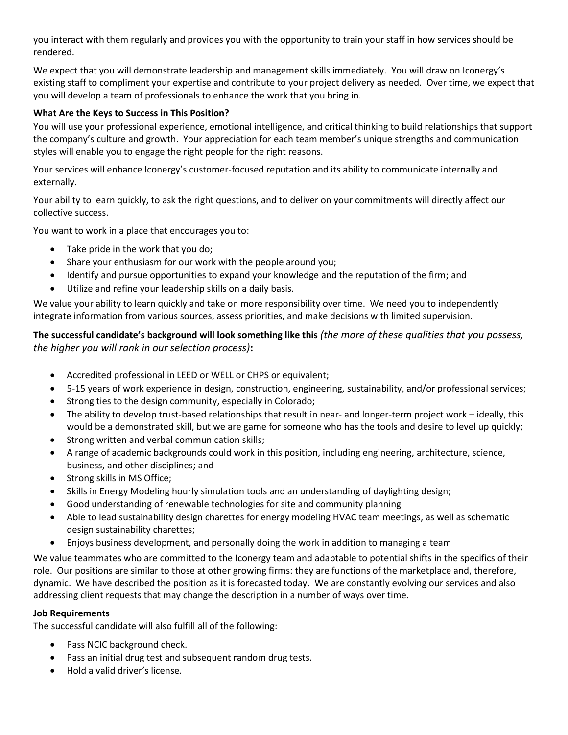you interact with them regularly and provides you with the opportunity to train your staff in how services should be rendered.

We expect that you will demonstrate leadership and management skills immediately. You will draw on Iconergy's existing staff to compliment your expertise and contribute to your project delivery as needed. Over time, we expect that you will develop a team of professionals to enhance the work that you bring in.

**What Are the Keys to Success in This Position?**

You will use your professional experience, emotional intelligence, and critical thinking to build relationships that support the company's culture and growth. Your appreciation for each team member's unique strengths and communication styles will enable you to engage the right people for the right reasons.

Your services will enhance Iconergy's customer-focused reputation and its ability to communicate internally and externally.

Your ability to learn quickly, to ask the right questions, and to deliver on your commitments will directly affect our collective success.

You want to work in a place that encourages you to:

- Take pride in the work that you do;
- Share your enthusiasm for our work with the people around you;
- Identify and pursue opportunities to expand your knowledge and the reputation of the firm; and
- Utilize and refine your leadership skills on a daily basis.

We value your ability to learn quickly and take on more responsibility over time. We need you to independently integrate information from various sources, assess priorities, and make decisions with limited supervision.

**The successful candidate's background will look something like this** *(the more of these qualities that you possess, the higher you will rank in our selection process)***:**

- Accredited professional in LEED or WELL or CHPS or equivalent;
- 5-15 years of work experience in design, construction, engineering, sustainability, and/or professional services;
- Strong ties to the design community, especially in Colorado;
- The ability to develop trust-based relationships that result in near- and longer-term project work – ideally, this would be a demonstrated skill, but we are game for someone who has the tools and desire to level up quickly;
- Strong written and verbal communication skills;
- A range of academic backgrounds could work in this position, including engineering, architecture, science, business, and other disciplines; and
- Strong skills in MS Office;
- Skills in Energy Modeling hourly simulation tools and an understanding of daylighting design;
- Good understanding of renewable technologies for site and community planning
- Able to lead sustainability design charettes for energy modeling HVAC team meetings, as well as schematic design sustainability charettes;
- Enjoys business development, and personally doing the work in addition to managing a team

We value teammates who are committed to the Iconergy team and adaptable to potential shifts in the specifics of their role. Our positions are similar to those at other growing firms: they are functions of the marketplace and, therefore, dynamic. We have described the position as it is forecasted today. We are constantly evolving our services and also addressing client requests that may change the description in a number of ways over time.

**Job Requirements**

The successful candidate will also fulfill all of the following:

- Pass NCIC background check.
- Pass an initial drug test and subsequent random drug tests.
- Hold a valid driver's license.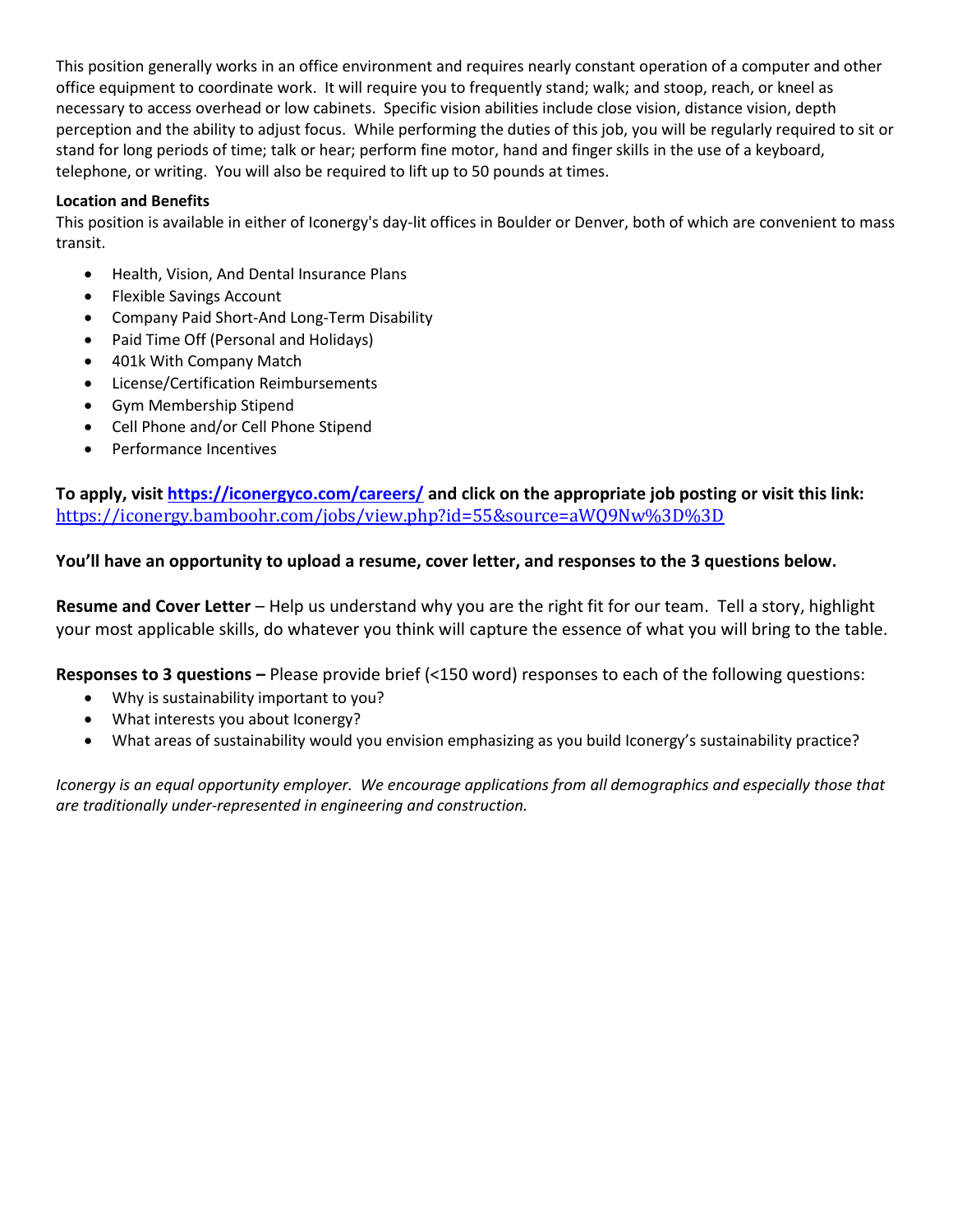This position generally works in an office environment and requires nearly constant operation of a computer and other office equipment to coordinate work. It will require you to frequently stand; walk; and stoop, reach, or kneel as necessary to access overhead or low cabinets. Specific vision abilities include close vision, distance vision, depth perception and the ability to adjust focus. While performing the duties of this job, you will be regularly required to sit or stand for long periods of time; talk or hear; perform fine motor, hand and finger skills in the use of a keyboard, telephone, or writing. You will also be required to lift up to 50 pounds at times.

**Location and Benefits**

This position is available in either of Iconergy's day-lit offices in Boulder or Denver, both of which are convenient to mass transit.

- Health, Vision, And Dental Insurance Plans
- Flexible Savings Account
- Company Paid Short-And Long-Term Disability
- Paid Time Off (Personal and Holidays)
- 401k With Company Match
- License/Certification Reimbursements
- Gym Membership Stipend
- Cell Phone and/or Cell Phone Stipend
- Performance Incentives

**To apply, visit [https://iconergyco.com/careers/](https://iconergyco.com/careers/) and click on the appropriate job posting or visit this link:** [https://iconergy.bamboohr.com/jobs/view.php?id=55&source=aWQ9Nw%3D%3D](https://iconergy.bamboohr.com/jobs/view.php?id=55&source=aWQ9Nw%3D%3D)

**You'll have an opportunity to upload a resume, cover letter, and responses to the 3 questions below.**

**Resume and Cover Letter** – Help us understand why you are the right fit for our team. Tell a story, highlight your most applicable skills, do whatever you think will capture the essence of what you will bring to the table.

**Responses to 3 questions –** Please provide brief (<150 word) responses to each of the following questions:

- Why is sustainability important to you?
- What interests you about Iconergy?
- What areas of sustainability would you envision emphasizing as you build Iconergy's sustainability practice?

*Iconergy is an equal opportunity employer. We encourage applications from all demographics and especially those that are traditionally under-represented in engineering and construction.*